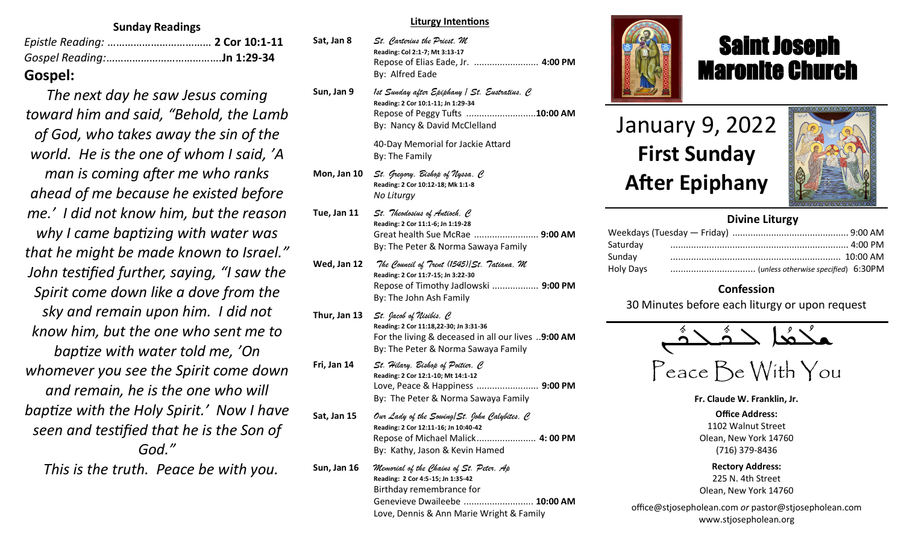## Sunday Readings

*Epistle Reading:* ……………………………… **2 Cor 10:1-11**
*Gospel Reading:*…………………………………**Jn 1:29-34**

## Gospel:

*The next day he saw Jesus coming toward him and said, "Behold, the Lamb of God, who takes away the sin of the world. He is the one of whom I said, 'A man is coming after me who ranks ahead of me because he existed before me.' I did not know him, but the reason why I came baptizing with water was that he might be made known to Israel." John testified further, saying, "I saw the Spirit come down like a dove from the sky and remain upon him. I did not know him, but the one who sent me to baptize with water told me, 'On whomever you see the Spirit come down and remain, he is the one who will baptize with the Holy Spirit.' Now I have seen and testified that he is the Son of God."*

*This is the truth. Peace be with you.*

## Liturgy Intentions

**Sat, Jan 8** — *St. Carterius the Priest, M*
**Reading: Col 2:1-7; Mt 3:13-17**
Repose of Elias Eade, Jr. ......................... **4:00 PM**
By: Alfred Eade

**Sun, Jan 9** — *1st Sunday after Epiphany / St. Eustratius, C*
**Reading: 2 Cor 10:1-11; Jn 1:29-34**
Repose of Peggy Tufts ...........................**10:00 AM**
By: Nancy & David McClelland

40-Day Memorial for Jackie Attard
By: The Family

**Mon, Jan 10** — *St. Gregory, Bishop of Nyssa, C*
**Reading: 2 Cor 10:12-18; Mk 1:1-8**
*No Liturgy*

**Tue, Jan 11** — *St. Theodosius of Antioch, C*
**Reading: 2 Cor 11:1-6; Jn 1:19-28**
Great health Sue McRae ......................... **9:00 AM**
By: The Peter & Norma Sawaya Family

**Wed, Jan 12** — *The Council of Trent (1545)/St. Tatiana, M*
**Reading: 2 Cor 11:7-15; Jn 3:22-30**
Repose of Timothy Jadlowski .................. **9:00 PM**
By: The John Ash Family

**Thur, Jan 13** — *St. Jacob of Nisibis, C*
**Reading: 2 Cor 11:18,22-30; Jn 3:31-36**
For the living & deceased in all our lives ..**9:00 AM**
By: The Peter & Norma Sawaya Family

**Fri, Jan 14** — *St. Hilary, Bishop of Poitier, C*
**Reading: 2 Cor 12:1-10; Mt 14:1-12**
Love, Peace & Happiness ........................ **9:00 PM**
By: The Peter & Norma Sawaya Family

**Sat, Jan 15** — *Our Lady of the Sowing/St. John Calybites, C*
**Reading: 2 Cor 12:11-16; Jn 10:40-42**
Repose of Michael Malick....................... **4: 00 PM**
By: Kathy, Jason & Kevin Hamed

**Sun, Jan 16** — *Memorial of the Chains of St. Peter, Ap*
**Reading: 2 Cor 4:5-15; Jn 1:35-42**
Birthday remembrance for
Genevieve Dwaileebe ........................... **10:00 AM**
Love, Dennis & Ann Marie Wright & Family

# Saint Joseph Maronite Church

# January 9, 2022
# **First Sunday After Epiphany**

## Divine Liturgy

| | |
|---|---|
| Weekdays (Tuesday — Friday) | 9:00 AM |
| Saturday | 4:00 PM |
| Sunday | 10:00 AM |
| Holy Days | (*unless otherwise specified*) 6:30PM |

## Confession

30 Minutes before each liturgy or upon request

ܫܠܡܐ ܥܡܟܘܢ

Peace Be With You

**Fr. Claude W. Franklin, Jr.**

**Office Address:**
1102 Walnut Street
Olean, New York 14760
(716) 379-8436

**Rectory Address:**
225 N. 4th Street
Olean, New York 14760

office@stjosepholean.com *or* pastor@stjosepholean.com
www.stjosepholean.org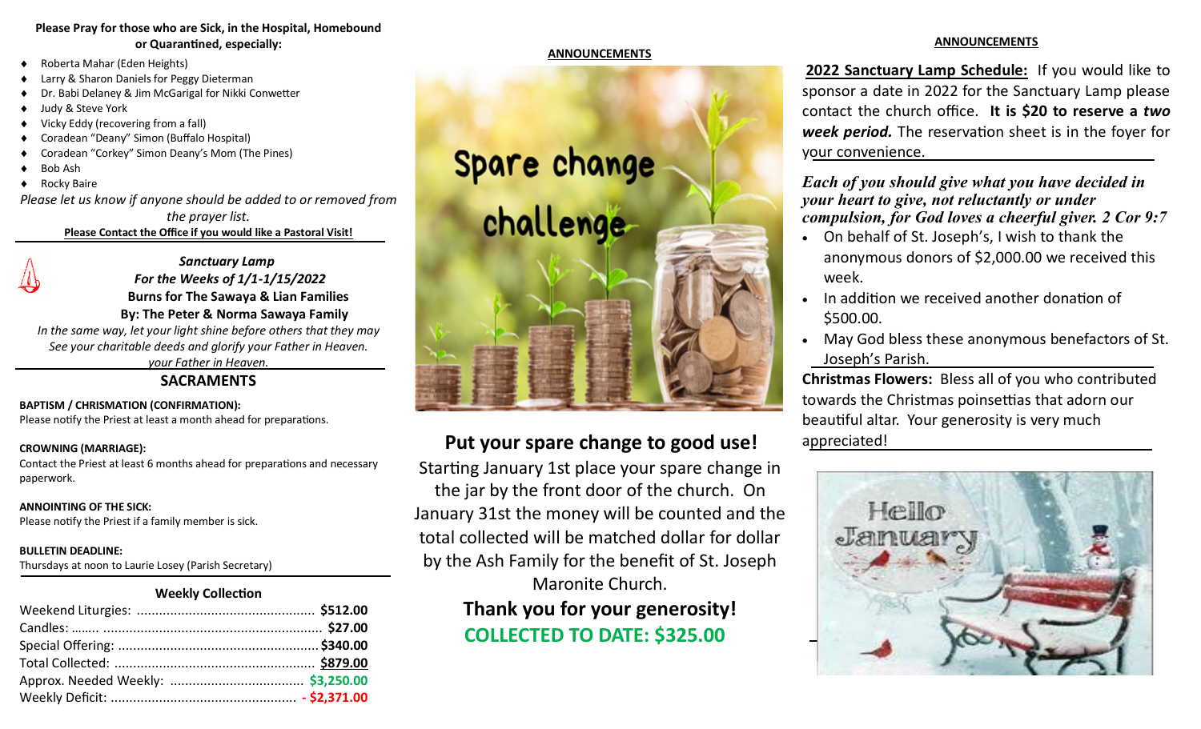**Please Pray for those who are Sick, in the Hospital, Homebound or Quarantined, especially:**

- Roberta Mahar (Eden Heights)
- Larry & Sharon Daniels for Peggy Dieterman
- Dr. Babi Delaney & Jim McGarigal for Nikki Conwetter
- Judy & Steve York
- Vicky Eddy (recovering from a fall)
- Coradean "Deany" Simon (Buffalo Hospital)
- Coradean "Corkey" Simon Deany's Mom (The Pines)
- Bob Ash
- Rocky Baire

*Please let us know if anyone should be added to or removed from the prayer list.*

**Please Contact the Office if you would like a Pastoral Visit!**

***Sanctuary Lamp***
***For the Weeks of 1/1-1/15/2022***
**Burns for The Sawaya & Lian Families**
**By: The Peter & Norma Sawaya Family**

*In the same way, let your light shine before others that they may See your charitable deeds and glorify your Father in Heaven. your Father in Heaven.*

## SACRAMENTS

**BAPTISM / CHRISMATION (CONFIRMATION):**
Please notify the Priest at least a month ahead for preparations.

**CROWNING (MARRIAGE):**
Contact the Priest at least 6 months ahead for preparations and necessary paperwork.

**ANOINTING OF THE SICK:**
Please notify the Priest if a family member is sick.

**BULLETIN DEADLINE:**
Thursdays at noon to Laurie Losey (Parish Secretary)

**Weekly Collection**

| | |
|---|---|
| Weekend Liturgies: | **$512.00** |
| Candles: | **$27.00** |
| Special Offering: | **$340.00** |
| Total Collected: | **$879.00** |
| Approx. Needed Weekly: | **$3,250.00** |
| Weekly Deficit: | **- $2,371.00** |

**ANNOUNCEMENTS**

Spare change challenge

## Put your spare change to good use!

Starting January 1st place your spare change in the jar by the front door of the church. On January 31st the money will be counted and the total collected will be matched dollar for dollar by the Ash Family for the benefit of St. Joseph Maronite Church.

**Thank you for your generosity!**

**COLLECTED TO DATE: $325.00**

**ANNOUNCEMENTS**

**2022 Sanctuary Lamp Schedule:** If you would like to sponsor a date in 2022 for the Sanctuary Lamp please contact the church office. **It is $20 to reserve a *two week period.*** The reservation sheet is in the foyer for your convenience.

***Each of you should give what you have decided in your heart to give, not reluctantly or under compulsion, for God loves a cheerful giver. 2 Cor 9:7***

- On behalf of St. Joseph's, I wish to thank the anonymous donors of $2,000.00 we received this week.
- In addition we received another donation of $500.00.
- May God bless these anonymous benefactors of St. Joseph's Parish.

**Christmas Flowers:** Bless all of you who contributed towards the Christmas poinsettias that adorn our beautiful altar. Your generosity is very much appreciated!

Hello January